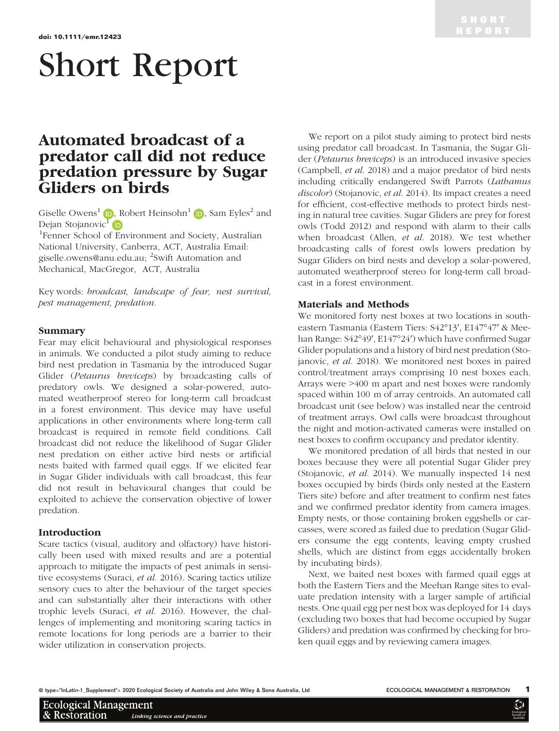doi: 10.1111/emr.12423

# Short Report

## Automated broadcast of a predator call did not reduce predation pressure by Sugar Gliders on birds

Giselle Owens[1], Robert Heinsohn[1], Sam Eyles[2] and Dejan Stojanovic[1]

[1]Fenner School of Environment and Society, Australian National University, Canberra, ACT, Australia Email: giselle.owens@anu.edu.au; [2]Swift Automation and Mechanical, MacGregor, ACT, Australia

Key words: *broadcast, landscape of fear, nest survival, pest management, predation.*

### Summary

Fear may elicit behavioural and physiological responses in animals. We conducted a pilot study aiming to reduce bird nest predation in Tasmania by the introduced Sugar Glider (*Petaurus breviceps*) by broadcasting calls of predatory owls. We designed a solar-powered, automated weatherproof stereo for long-term call broadcast in a forest environment. This device may have useful applications in other environments where long-term call broadcast is required in remote field conditions. Call broadcast did not reduce the likelihood of Sugar Glider nest predation on either active bird nests or artificial nests baited with farmed quail eggs. If we elicited fear in Sugar Glider individuals with call broadcast, this fear did not result in behavioural changes that could be exploited to achieve the conservation objective of lower predation.

### Introduction

Scare tactics (visual, auditory and olfactory) have historically been used with mixed results and are a potential approach to mitigate the impacts of pest animals in sensitive ecosystems (Suraci, *et al.* 2016). Scaring tactics utilize sensory cues to alter the behaviour of the target species and can substantially alter their interactions with other trophic levels (Suraci, *et al.* 2016). However, the challenges of implementing and monitoring scaring tactics in remote locations for long periods are a barrier to their wider utilization in conservation projects.

We report on a pilot study aiming to protect bird nests using predator call broadcast. In Tasmania, the Sugar Glider (*Petaurus breviceps*) is an introduced invasive species (Campbell, *et al.* 2018) and a major predator of bird nests including critically endangered Swift Parrots (*Lathamus discolor*) (Stojanovic, *et al.* 2014). Its impact creates a need for efficient, cost-effective methods to protect birds nesting in natural tree cavities. Sugar Gliders are prey for forest owls (Todd 2012) and respond with alarm to their calls when broadcast (Allen, *et al.* 2018). We test whether broadcasting calls of forest owls lowers predation by Sugar Gliders on bird nests and develop a solar-powered, automated weatherproof stereo for long-term call broadcast in a forest environment.

### Materials and Methods

We monitored forty nest boxes at two locations in southeastern Tasmania (Eastern Tiers: S42°13′, E147°47′ & Meehan Range: S42°49′, E147°24′) which have confirmed Sugar Glider populations and a history of bird nest predation (Stojanovic, *et al.* 2018). We monitored nest boxes in paired control/treatment arrays comprising 10 nest boxes each. Arrays were >400 m apart and nest boxes were randomly spaced within 100 m of array centroids. An automated call broadcast unit (see below) was installed near the centroid of treatment arrays. Owl calls were broadcast throughout the night and motion-activated cameras were installed on nest boxes to confirm occupancy and predator identity.

We monitored predation of all birds that nested in our boxes because they were all potential Sugar Glider prey (Stojanovic, *et al.* 2014). We manually inspected 14 nest boxes occupied by birds (birds only nested at the Eastern Tiers site) before and after treatment to confirm nest fates and we confirmed predator identity from camera images. Empty nests, or those containing broken eggshells or carcasses, were scored as failed due to predation (Sugar Gliders consume the egg contents, leaving empty crushed shells, which are distinct from eggs accidentally broken by incubating birds).

Next, we baited nest boxes with farmed quail eggs at both the Eastern Tiers and the Meehan Range sites to evaluate predation intensity with a larger sample of artificial nests. One quail egg per nest box was deployed for 14 days (excluding two boxes that had become occupied by Sugar Gliders) and predation was confirmed by checking for broken quail eggs and by reviewing camera images.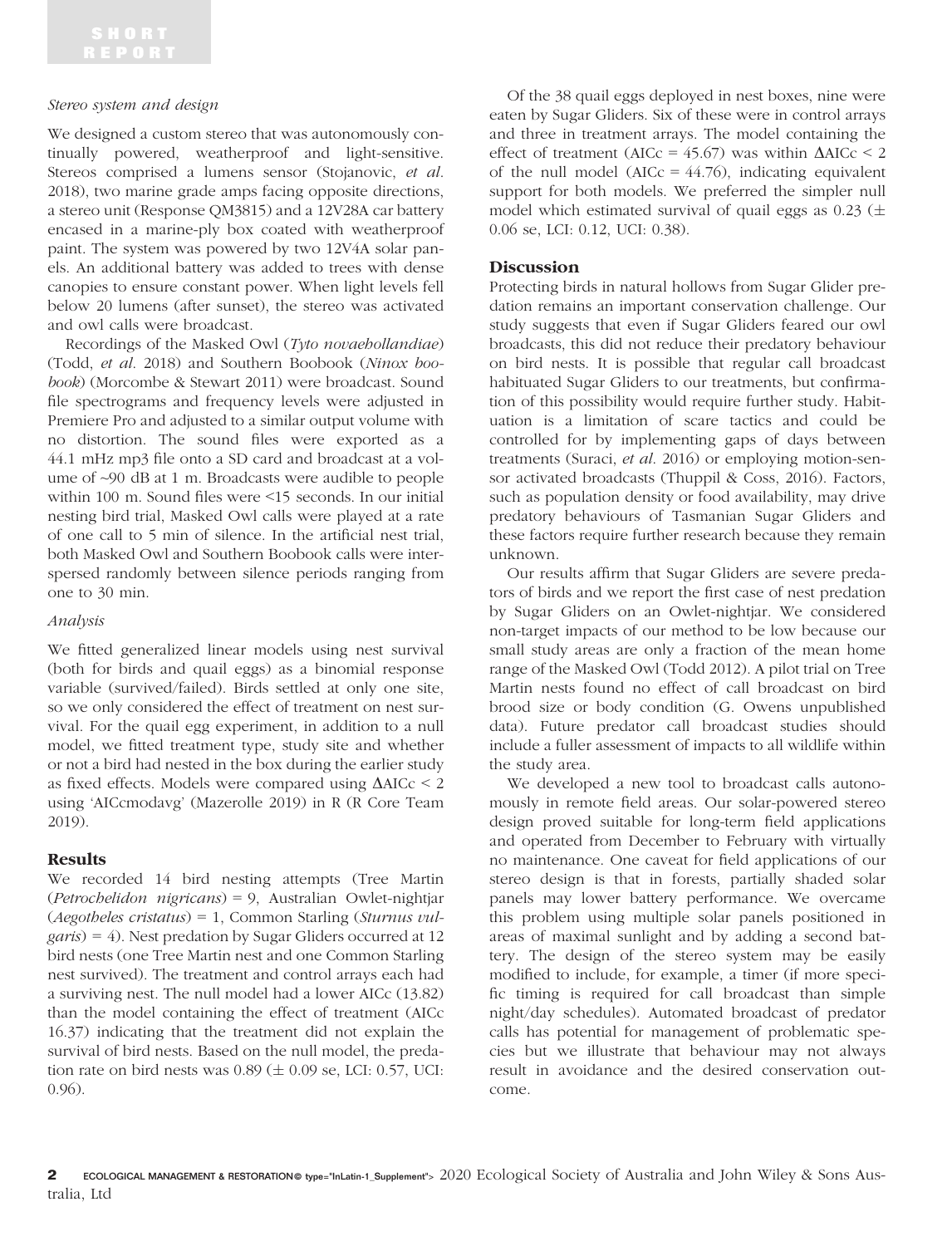*Stereo system and design*

We designed a custom stereo that was autonomously continually powered, weatherproof and light-sensitive. Stereos comprised a lumens sensor (Stojanovic, *et al*. 2018), two marine grade amps facing opposite directions, a stereo unit (Response QM3815) and a 12V28A car battery encased in a marine-ply box coated with weatherproof paint. The system was powered by two 12V4A solar panels. An additional battery was added to trees with dense canopies to ensure constant power. When light levels fell below 20 lumens (after sunset), the stereo was activated and owl calls were broadcast.

Recordings of the Masked Owl (*Tyto novaehollandiae*) (Todd, *et al*. 2018) and Southern Boobook (*Ninox boobook*) (Morcombe & Stewart 2011) were broadcast. Sound file spectrograms and frequency levels were adjusted in Premiere Pro and adjusted to a similar output volume with no distortion. The sound files were exported as a 44.1 mHz mp3 file onto a SD card and broadcast at a volume of ~90 dB at 1 m. Broadcasts were audible to people within 100 m. Sound files were <15 seconds. In our initial nesting bird trial, Masked Owl calls were played at a rate of one call to 5 min of silence. In the artificial nest trial, both Masked Owl and Southern Boobook calls were interspersed randomly between silence periods ranging from one to 30 min.

*Analysis*

We fitted generalized linear models using nest survival (both for birds and quail eggs) as a binomial response variable (survived/failed). Birds settled at only one site, so we only considered the effect of treatment on nest survival. For the quail egg experiment, in addition to a null model, we fitted treatment type, study site and whether or not a bird had nested in the box during the earlier study as fixed effects. Models were compared using $\Delta$AICc < 2 using 'AICcmodavg' (Mazerolle 2019) in R (R Core Team 2019).

## Results

We recorded 14 bird nesting attempts (Tree Martin (*Petrochelidon nigricans*) = 9, Australian Owlet-nightjar (*Aegotheles cristatus*) = 1, Common Starling (*Sturnus vulgaris*) = 4). Nest predation by Sugar Gliders occurred at 12 bird nests (one Tree Martin nest and one Common Starling nest survived). The treatment and control arrays each had a surviving nest. The null model had a lower AICc (13.82) than the model containing the effect of treatment (AICc 16.37) indicating that the treatment did not explain the survival of bird nests. Based on the null model, the predation rate on bird nests was 0.89 ($\pm$ 0.09 se, LCI: 0.57, UCI: 0.96).

Of the 38 quail eggs deployed in nest boxes, nine were eaten by Sugar Gliders. Six of these were in control arrays and three in treatment arrays. The model containing the effect of treatment (AICc = 45.67) was within $\Delta$AICc < 2 of the null model (AICc = 44.76), indicating equivalent support for both models. We preferred the simpler null model which estimated survival of quail eggs as 0.23 ($\pm$ 0.06 se, LCI: 0.12, UCI: 0.38).

## Discussion

Protecting birds in natural hollows from Sugar Glider predation remains an important conservation challenge. Our study suggests that even if Sugar Gliders feared our owl broadcasts, this did not reduce their predatory behaviour on bird nests. It is possible that regular call broadcast habituated Sugar Gliders to our treatments, but confirmation of this possibility would require further study. Habituation is a limitation of scare tactics and could be controlled for by implementing gaps of days between treatments (Suraci, *et al*. 2016) or employing motion-sensor activated broadcasts (Thuppil & Coss, 2016). Factors, such as population density or food availability, may drive predatory behaviours of Tasmanian Sugar Gliders and these factors require further research because they remain unknown.

Our results affirm that Sugar Gliders are severe predators of birds and we report the first case of nest predation by Sugar Gliders on an Owlet-nightjar. We considered non-target impacts of our method to be low because our small study areas are only a fraction of the mean home range of the Masked Owl (Todd 2012). A pilot trial on Tree Martin nests found no effect of call broadcast on bird brood size or body condition (G. Owens unpublished data). Future predator call broadcast studies should include a fuller assessment of impacts to all wildlife within the study area.

We developed a new tool to broadcast calls autonomously in remote field areas. Our solar-powered stereo design proved suitable for long-term field applications and operated from December to February with virtually no maintenance. One caveat for field applications of our stereo design is that in forests, partially shaded solar panels may lower battery performance. We overcame this problem using multiple solar panels positioned in areas of maximal sunlight and by adding a second battery. The design of the stereo system may be easily modified to include, for example, a timer (if more specific timing is required for call broadcast than simple night/day schedules). Automated broadcast of predator calls has potential for management of problematic species but we illustrate that behaviour may not always result in avoidance and the desired conservation outcome.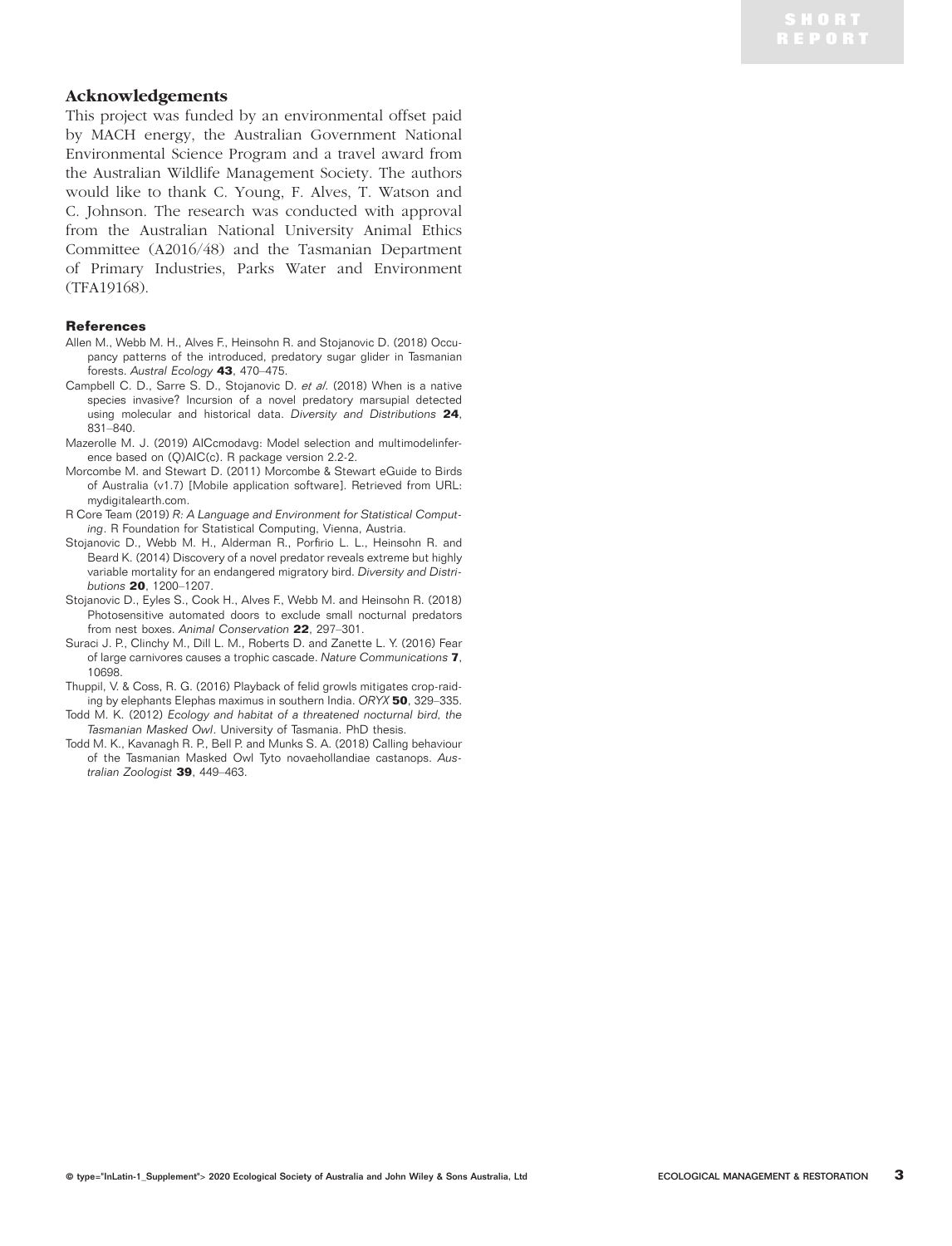## Acknowledgements

This project was funded by an environmental offset paid by MACH energy, the Australian Government National Environmental Science Program and a travel award from the Australian Wildlife Management Society. The authors would like to thank C. Young, F. Alves, T. Watson and C. Johnson. The research was conducted with approval from the Australian National University Animal Ethics Committee (A2016/48) and the Tasmanian Department of Primary Industries, Parks Water and Environment (TFA19168).

## References

Allen M., Webb M. H., Alves F., Heinsohn R. and Stojanovic D. (2018) Occupancy patterns of the introduced, predatory sugar glider in Tasmanian forests. *Austral Ecology* **43**, 470–475.

Campbell C. D., Sarre S. D., Stojanovic D. *et al.* (2018) When is a native species invasive? Incursion of a novel predatory marsupial detected using molecular and historical data. *Diversity and Distributions* **24**, 831–840.

Mazerolle M. J. (2019) AICcmodavg: Model selection and multimodelinference based on (Q)AIC(c). R package version 2.2-2.

Morcombe M. and Stewart D. (2011) Morcombe & Stewart eGuide to Birds of Australia (v1.7) [Mobile application software]. Retrieved from URL: mydigitalearth.com.

R Core Team (2019) *R: A Language and Environment for Statistical Computing*. R Foundation for Statistical Computing, Vienna, Austria.

Stojanovic D., Webb M. H., Alderman R., Porfirio L. L., Heinsohn R. and Beard K. (2014) Discovery of a novel predator reveals extreme but highly variable mortality for an endangered migratory bird. *Diversity and Distributions* **20**, 1200–1207.

Stojanovic D., Eyles S., Cook H., Alves F., Webb M. and Heinsohn R. (2018) Photosensitive automated doors to exclude small nocturnal predators from nest boxes. *Animal Conservation* **22**, 297–301.

Suraci J. P., Clinchy M., Dill L. M., Roberts D. and Zanette L. Y. (2016) Fear of large carnivores causes a trophic cascade. *Nature Communications* **7**, 10698.

Thuppil, V. & Coss, R. G. (2016) Playback of felid growls mitigates crop-raiding by elephants Elephas maximus in southern India. *ORYX* **50**, 329–335.

Todd M. K. (2012) *Ecology and habitat of a threatened nocturnal bird, the Tasmanian Masked Owl*. University of Tasmania. PhD thesis.

Todd M. K., Kavanagh R. P., Bell P. and Munks S. A. (2018) Calling behaviour of the Tasmanian Masked Owl Tyto novaehollandiae castanops. *Australian Zoologist* **39**, 449–463.